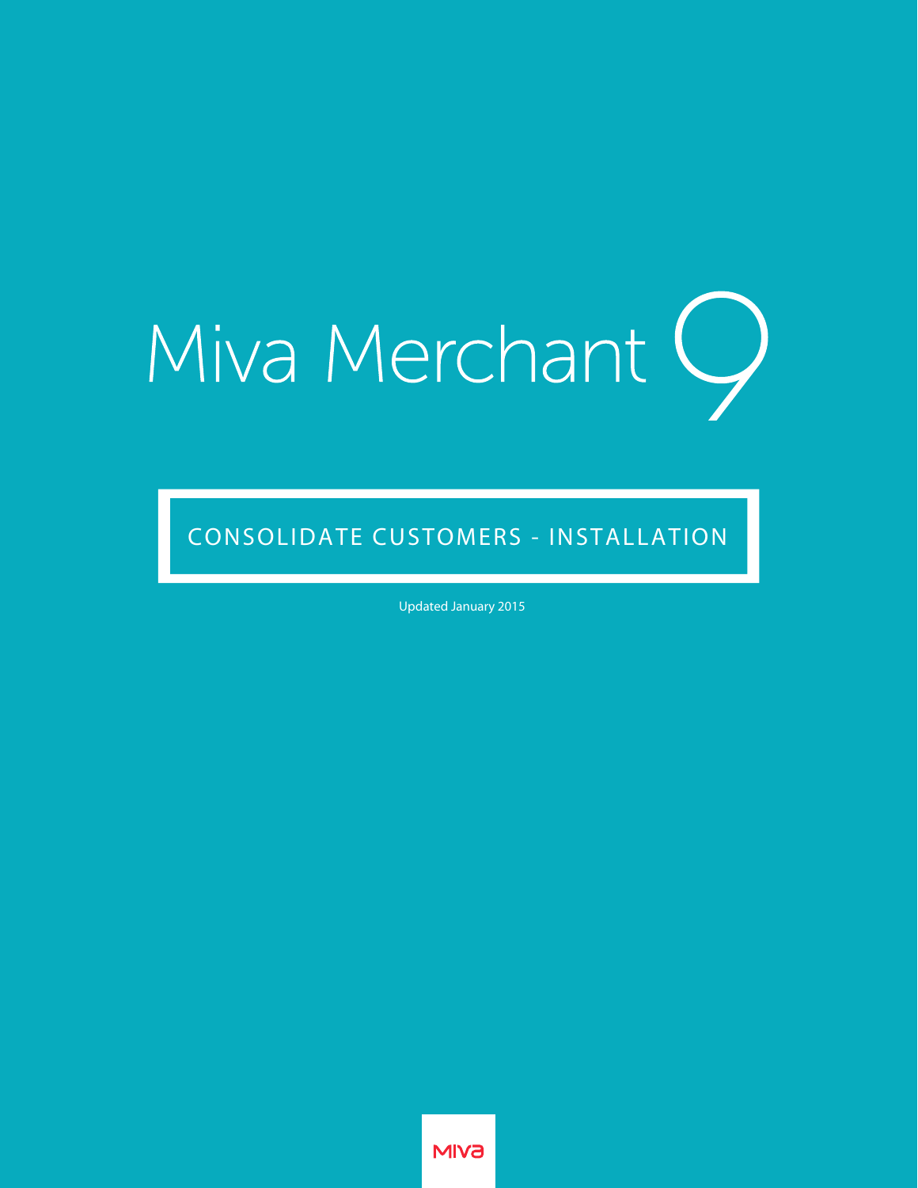# Miva Merchant 9

## CONSOLIDATE CUSTOMERS - INSTALLATION

Updated January 2015

MIVA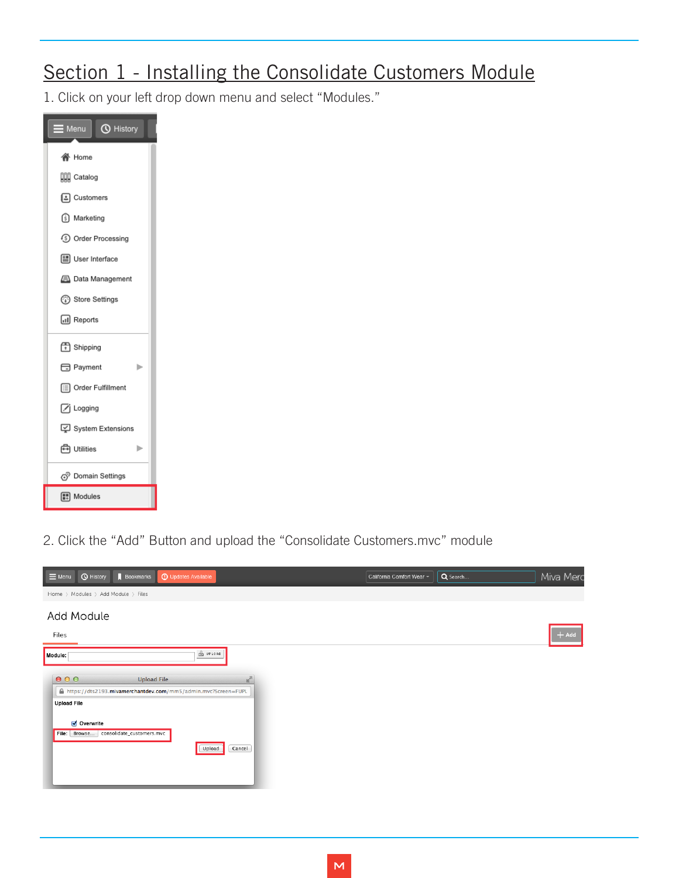# Section 1 - Installing the Consolidate Customers Module

1. Click on your left drop down menu and select “Modules.”

2. Click the “Add” Button and upload the “Consolidate Customers.mvc” module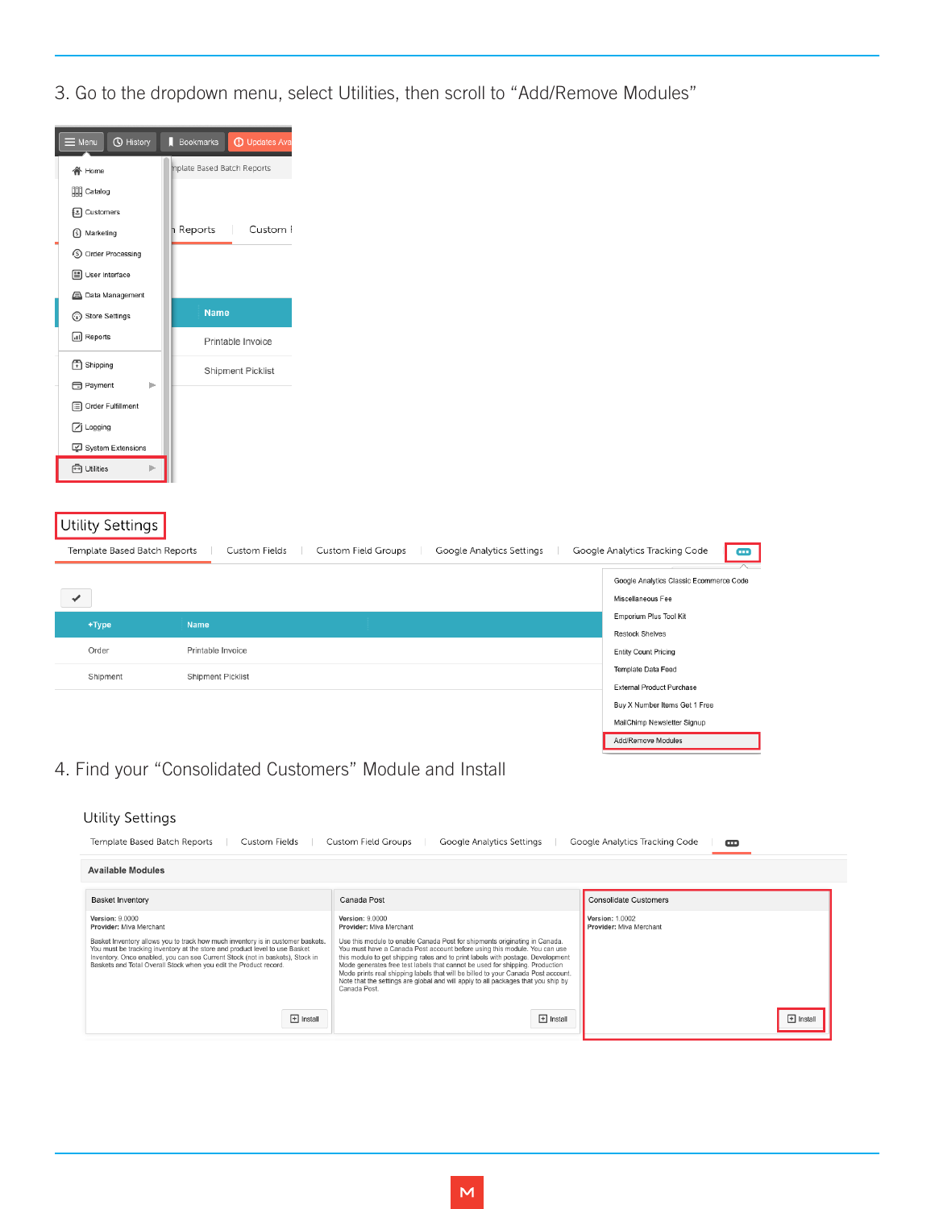3. Go to the dropdown menu, select Utilities, then scroll to “Add/Remove Modules”

4. Find your “Consolidated Customers” Module and Install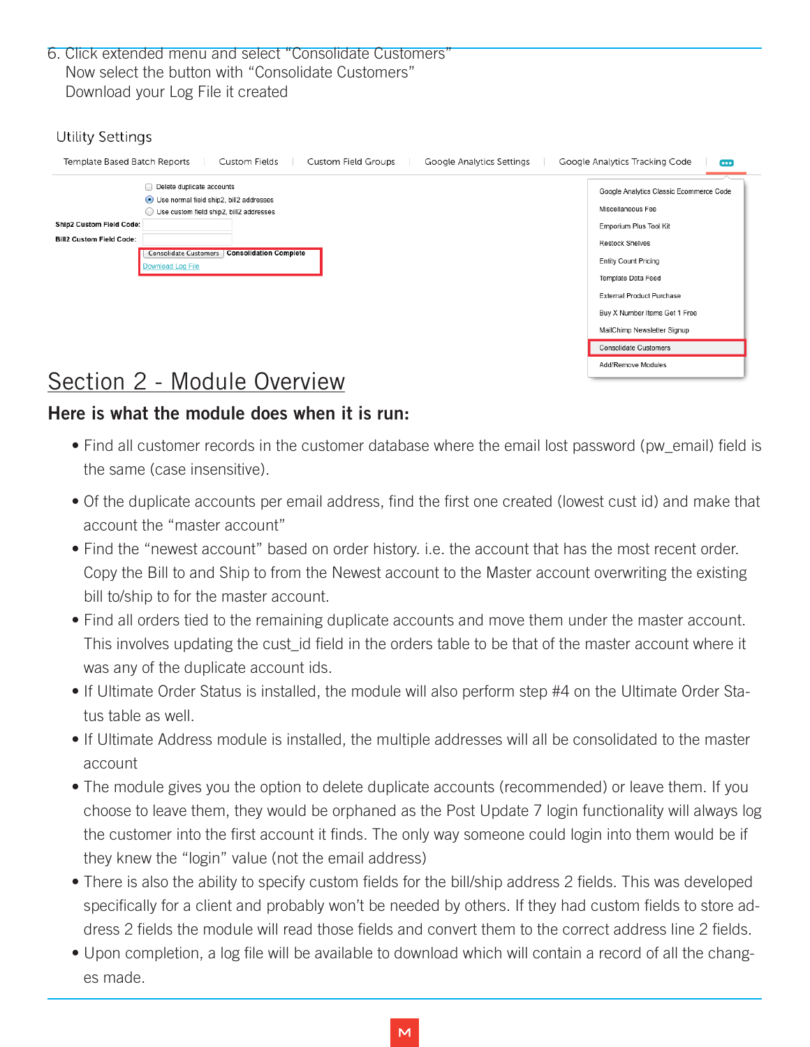6. Click extended menu and select "Consolidate Customers"
   Now select the button with "Consolidate Customers"
   Download your Log File it created

Utility Settings

Template Based Batch Reports | Custom Fields | Custom Field Groups | Google Analytics Settings | Google Analytics Tracking Code

- Delete duplicate accounts
- Use normal field ship2, bill2 addresses
- Use custom field ship2, bill2 addresses

**Ship2 Custom Field Code:**

**Bill2 Custom Field Code:**

Consolidate Customers **Consolidation Complete**

Download Log File

Google Analytics Classic Ecommerce Code
Miscellaneous Fee
Emporium Plus Tool Kit
Restock Shelves
Entity Count Pricing
Template Data Feed
External Product Purchase
Buy X Number Items Get 1 Free
MailChimp Newsletter Signup
Consolidate Customers
Add/Remove Modules

## Section 2 - Module Overview

### Here is what the module does when it is run:

- Find all customer records in the customer database where the email lost password (pw_email) field is the same (case insensitive).
- Of the duplicate accounts per email address, find the first one created (lowest cust id) and make that account the "master account"
- Find the "newest account" based on order history. i.e. the account that has the most recent order. Copy the Bill to and Ship to from the Newest account to the Master account overwriting the existing bill to/ship to for the master account.
- Find all orders tied to the remaining duplicate accounts and move them under the master account. This involves updating the cust_id field in the orders table to be that of the master account where it was any of the duplicate account ids.
- If Ultimate Order Status is installed, the module will also perform step #4 on the Ultimate Order Status table as well.
- If Ultimate Address module is installed, the multiple addresses will all be consolidated to the master account
- The module gives you the option to delete duplicate accounts (recommended) or leave them. If you choose to leave them, they would be orphaned as the Post Update 7 login functionality will always log the customer into the first account it finds. The only way someone could login into them would be if they knew the "login" value (not the email address)
- There is also the ability to specify custom fields for the bill/ship address 2 fields. This was developed specifically for a client and probably won't be needed by others. If they had custom fields to store address 2 fields the module will read those fields and convert them to the correct address line 2 fields.
- Upon completion, a log file will be available to download which will contain a record of all the changes made.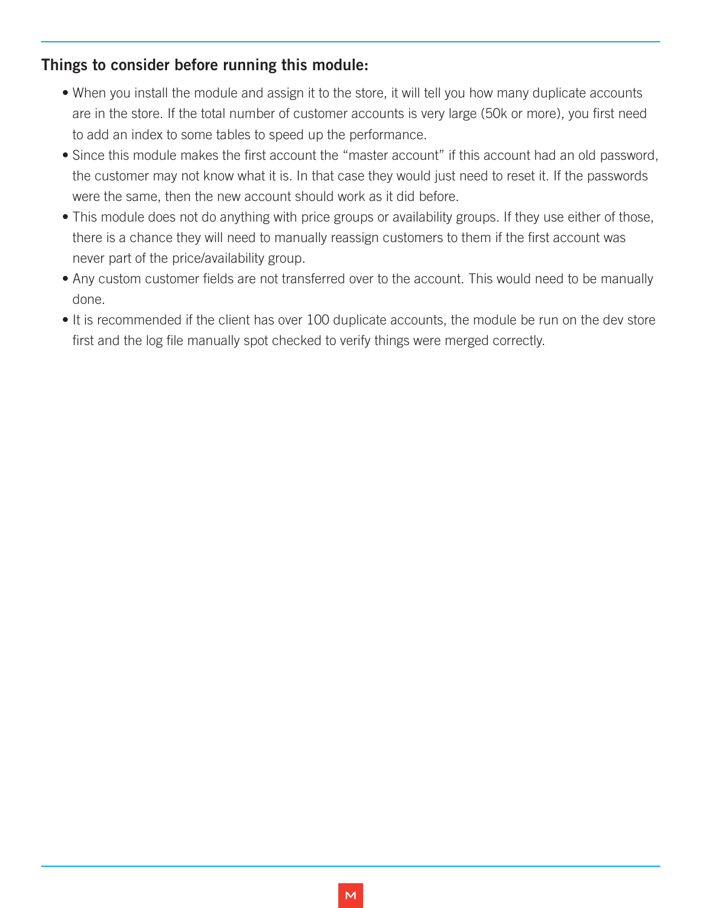### Things to consider before running this module:

- When you install the module and assign it to the store, it will tell you how many duplicate accounts are in the store. If the total number of customer accounts is very large (50k or more), you first need to add an index to some tables to speed up the performance.
- Since this module makes the first account the "master account" if this account had an old password, the customer may not know what it is. In that case they would just need to reset it. If the passwords were the same, then the new account should work as it did before.
- This module does not do anything with price groups or availability groups. If they use either of those, there is a chance they will need to manually reassign customers to them if the first account was never part of the price/availability group.
- Any custom customer fields are not transferred over to the account. This would need to be manually done.
- It is recommended if the client has over 100 duplicate accounts, the module be run on the dev store first and the log file manually spot checked to verify things were merged correctly.